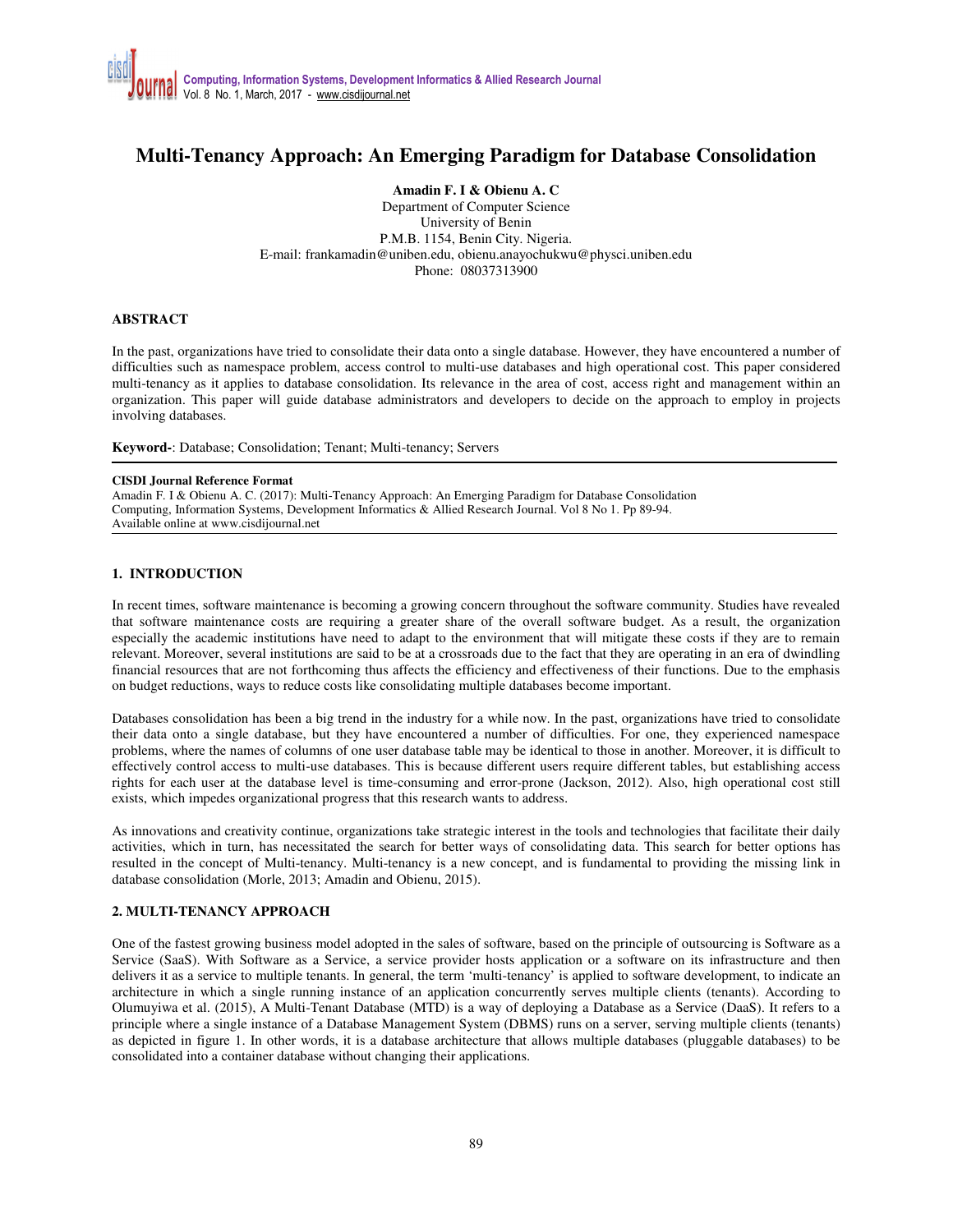# Multi-Tenancy Approach: An Emerging Paradigm for Database Consolidation

**Amadin F. I & Obienu A. C**
Department of Computer Science
University of Benin
P.M.B. 1154, Benin City. Nigeria.
E-mail: frankamadin@uniben.edu, obienu.anayochukwu@physci.uniben.edu
Phone: 08037313900

### ABSTRACT

In the past, organizations have tried to consolidate their data onto a single database. However, they have encountered a number of difficulties such as namespace problem, access control to multi-use databases and high operational cost. This paper considered multi-tenancy as it applies to database consolidation. Its relevance in the area of cost, access right and management within an organization. This paper will guide database administrators and developers to decide on the approach to employ in projects involving databases.

**Keyword-**: Database; Consolidation; Tenant; Multi-tenancy; Servers

---

**CISDI Journal Reference Format**
Amadin F. I & Obienu A. C. (2017): Multi-Tenancy Approach: An Emerging Paradigm for Database Consolidation Computing, Information Systems, Development Informatics & Allied Research Journal. Vol 8 No 1. Pp 89-94.
Available online at www.cisdijournal.net

---

## 1. INTRODUCTION

In recent times, software maintenance is becoming a growing concern throughout the software community. Studies have revealed that software maintenance costs are requiring a greater share of the overall software budget. As a result, the organization especially the academic institutions have need to adapt to the environment that will mitigate these costs if they are to remain relevant. Moreover, several institutions are said to be at a crossroads due to the fact that they are operating in an era of dwindling financial resources that are not forthcoming thus affects the efficiency and effectiveness of their functions. Due to the emphasis on budget reductions, ways to reduce costs like consolidating multiple databases become important.

Databases consolidation has been a big trend in the industry for a while now. In the past, organizations have tried to consolidate their data onto a single database, but they have encountered a number of difficulties. For one, they experienced namespace problems, where the names of columns of one user database table may be identical to those in another. Moreover, it is difficult to effectively control access to multi-use databases. This is because different users require different tables, but establishing access rights for each user at the database level is time-consuming and error-prone (Jackson, 2012). Also, high operational cost still exists, which impedes organizational progress that this research wants to address.

As innovations and creativity continue, organizations take strategic interest in the tools and technologies that facilitate their daily activities, which in turn, has necessitated the search for better ways of consolidating data. This search for better options has resulted in the concept of Multi-tenancy. Multi-tenancy is a new concept, and is fundamental to providing the missing link in database consolidation (Morle, 2013; Amadin and Obienu, 2015).

## 2. MULTI-TENANCY APPROACH

One of the fastest growing business model adopted in the sales of software, based on the principle of outsourcing is Software as a Service (SaaS). With Software as a Service, a service provider hosts application or a software on its infrastructure and then delivers it as a service to multiple tenants. In general, the term 'multi-tenancy' is applied to software development, to indicate an architecture in which a single running instance of an application concurrently serves multiple clients (tenants). According to Olumuyiwa et al. (2015), A Multi-Tenant Database (MTD) is a way of deploying a Database as a Service (DaaS). It refers to a principle where a single instance of a Database Management System (DBMS) runs on a server, serving multiple clients (tenants) as depicted in figure 1. In other words, it is a database architecture that allows multiple databases (pluggable databases) to be consolidated into a container database without changing their applications.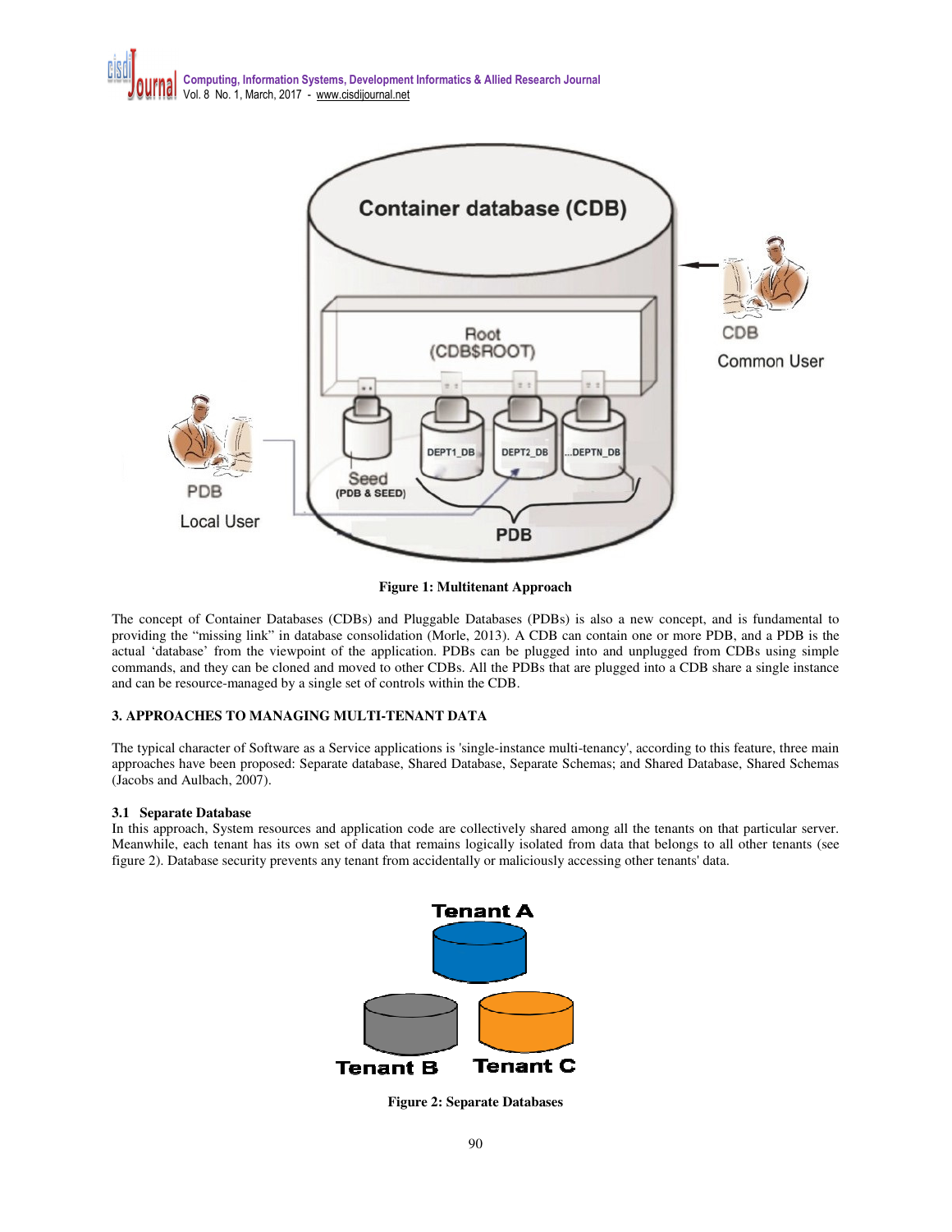**Figure 1: Multitenant Approach**

The concept of Container Databases (CDBs) and Pluggable Databases (PDBs) is also a new concept, and is fundamental to providing the "missing link" in database consolidation (Morle, 2013). A CDB can contain one or more PDB, and a PDB is the actual 'database' from the viewpoint of the application. PDBs can be plugged into and unplugged from CDBs using simple commands, and they can be cloned and moved to other CDBs. All the PDBs that are plugged into a CDB share a single instance and can be resource-managed by a single set of controls within the CDB.

## 3. APPROACHES TO MANAGING MULTI-TENANT DATA

The typical character of Software as a Service applications is 'single-instance multi-tenancy', according to this feature, three main approaches have been proposed: Separate database, Shared Database, Separate Schemas; and Shared Database, Shared Schemas (Jacobs and Aulbach, 2007).

### 3.1 Separate Database

In this approach, System resources and application code are collectively shared among all the tenants on that particular server. Meanwhile, each tenant has its own set of data that remains logically isolated from data that belongs to all other tenants (see figure 2). Database security prevents any tenant from accidentally or maliciously accessing other tenants' data.

**Figure 2: Separate Databases**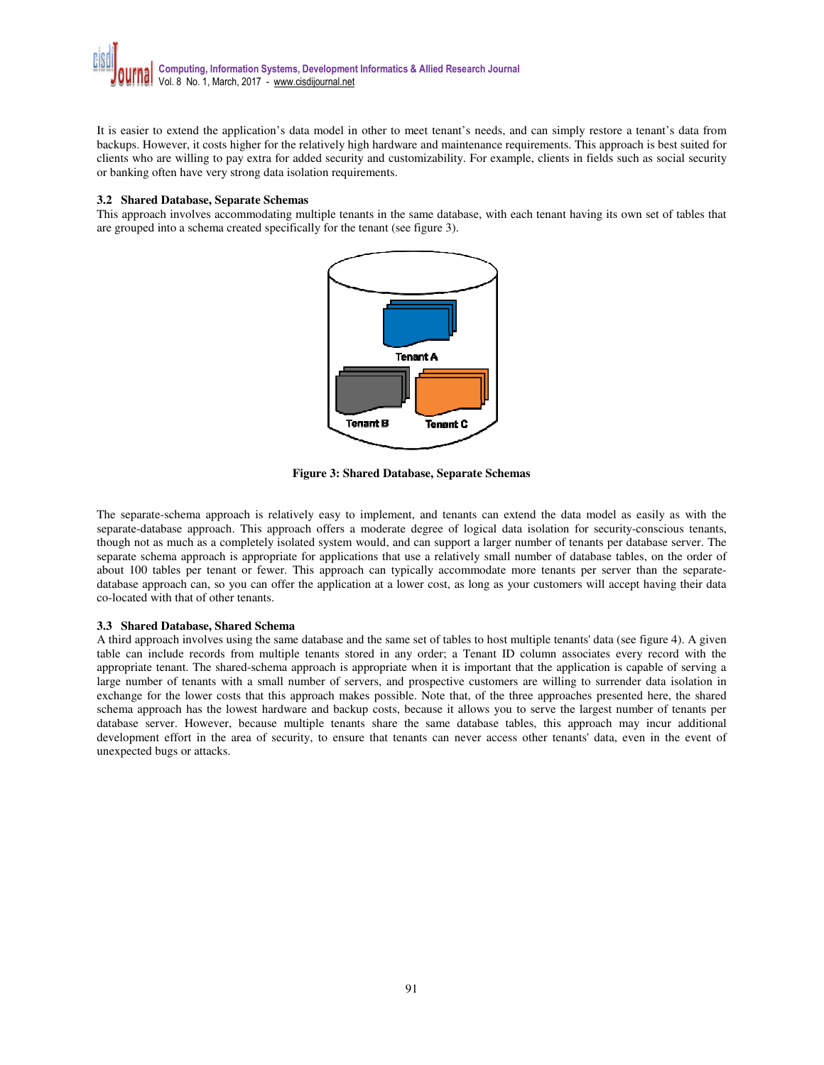It is easier to extend the application's data model in other to meet tenant's needs, and can simply restore a tenant's data from backups. However, it costs higher for the relatively high hardware and maintenance requirements. This approach is best suited for clients who are willing to pay extra for added security and customizability. For example, clients in fields such as social security or banking often have very strong data isolation requirements.

### 3.2 Shared Database, Separate Schemas

This approach involves accommodating multiple tenants in the same database, with each tenant having its own set of tables that are grouped into a schema created specifically for the tenant (see figure 3).

**Figure 3: Shared Database, Separate Schemas**

The separate-schema approach is relatively easy to implement, and tenants can extend the data model as easily as with the separate-database approach. This approach offers a moderate degree of logical data isolation for security-conscious tenants, though not as much as a completely isolated system would, and can support a larger number of tenants per database server. The separate schema approach is appropriate for applications that use a relatively small number of database tables, on the order of about 100 tables per tenant or fewer. This approach can typically accommodate more tenants per server than the separate-database approach can, so you can offer the application at a lower cost, as long as your customers will accept having their data co-located with that of other tenants.

### 3.3 Shared Database, Shared Schema

A third approach involves using the same database and the same set of tables to host multiple tenants' data (see figure 4). A given table can include records from multiple tenants stored in any order; a Tenant ID column associates every record with the appropriate tenant. The shared-schema approach is appropriate when it is important that the application is capable of serving a large number of tenants with a small number of servers, and prospective customers are willing to surrender data isolation in exchange for the lower costs that this approach makes possible. Note that, of the three approaches presented here, the shared schema approach has the lowest hardware and backup costs, because it allows you to serve the largest number of tenants per database server. However, because multiple tenants share the same database tables, this approach may incur additional development effort in the area of security, to ensure that tenants can never access other tenants' data, even in the event of unexpected bugs or attacks.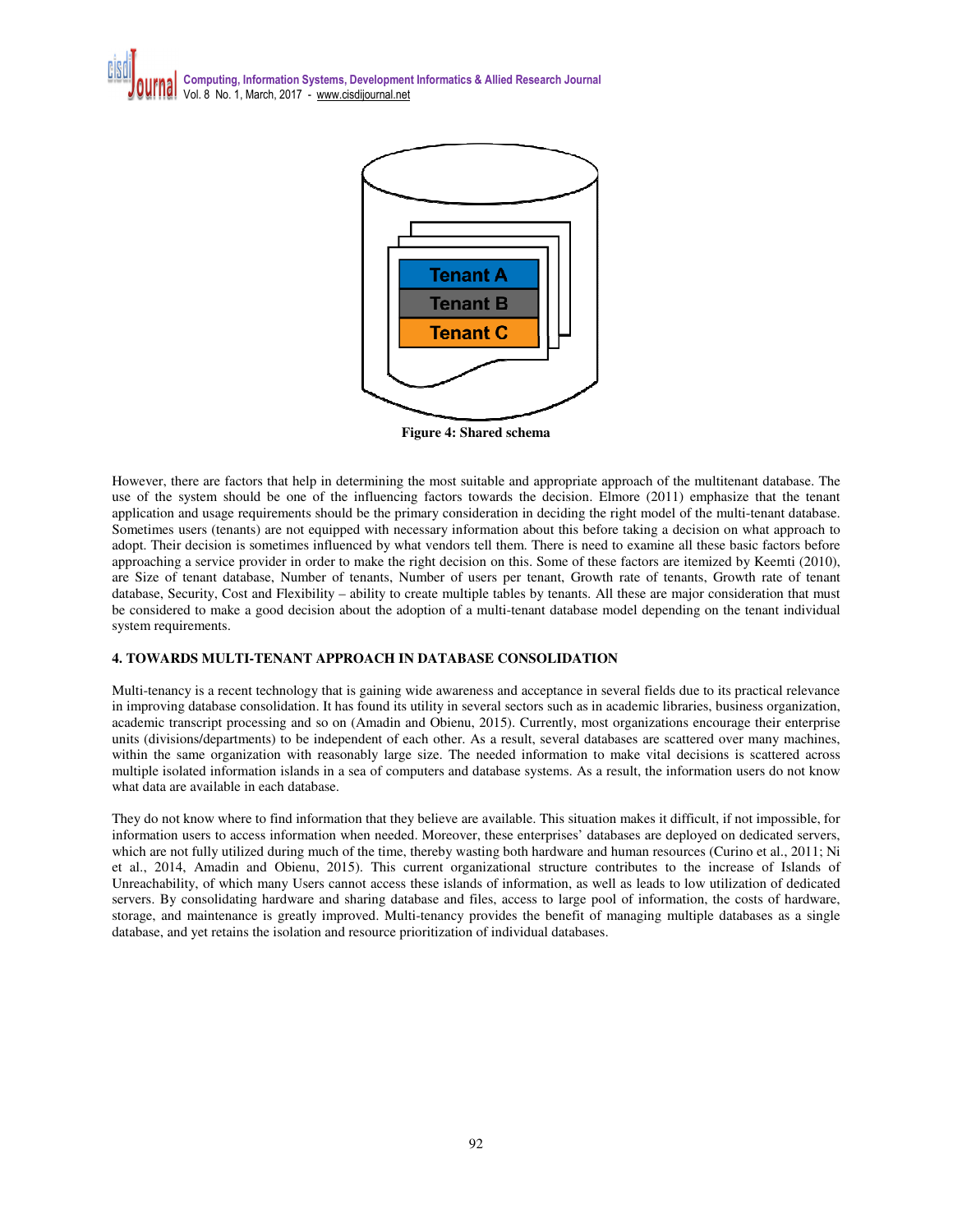**Figure 4: Shared schema**

However, there are factors that help in determining the most suitable and appropriate approach of the multitenant database. The use of the system should be one of the influencing factors towards the decision. Elmore (2011) emphasize that the tenant application and usage requirements should be the primary consideration in deciding the right model of the multi-tenant database. Sometimes users (tenants) are not equipped with necessary information about this before taking a decision on what approach to adopt. Their decision is sometimes influenced by what vendors tell them. There is need to examine all these basic factors before approaching a service provider in order to make the right decision on this. Some of these factors are itemized by Keemti (2010), are Size of tenant database, Number of tenants, Number of users per tenant, Growth rate of tenants, Growth rate of tenant database, Security, Cost and Flexibility – ability to create multiple tables by tenants. All these are major consideration that must be considered to make a good decision about the adoption of a multi-tenant database model depending on the tenant individual system requirements.

## 4. TOWARDS MULTI-TENANT APPROACH IN DATABASE CONSOLIDATION

Multi-tenancy is a recent technology that is gaining wide awareness and acceptance in several fields due to its practical relevance in improving database consolidation. It has found its utility in several sectors such as in academic libraries, business organization, academic transcript processing and so on (Amadin and Obienu, 2015). Currently, most organizations encourage their enterprise units (divisions/departments) to be independent of each other. As a result, several databases are scattered over many machines, within the same organization with reasonably large size. The needed information to make vital decisions is scattered across multiple isolated information islands in a sea of computers and database systems. As a result, the information users do not know what data are available in each database.

They do not know where to find information that they believe are available. This situation makes it difficult, if not impossible, for information users to access information when needed. Moreover, these enterprises' databases are deployed on dedicated servers, which are not fully utilized during much of the time, thereby wasting both hardware and human resources (Curino et al., 2011; Ni et al., 2014, Amadin and Obienu, 2015). This current organizational structure contributes to the increase of Islands of Unreachability, of which many Users cannot access these islands of information, as well as leads to low utilization of dedicated servers. By consolidating hardware and sharing database and files, access to large pool of information, the costs of hardware, storage, and maintenance is greatly improved. Multi-tenancy provides the benefit of managing multiple databases as a single database, and yet retains the isolation and resource prioritization of individual databases.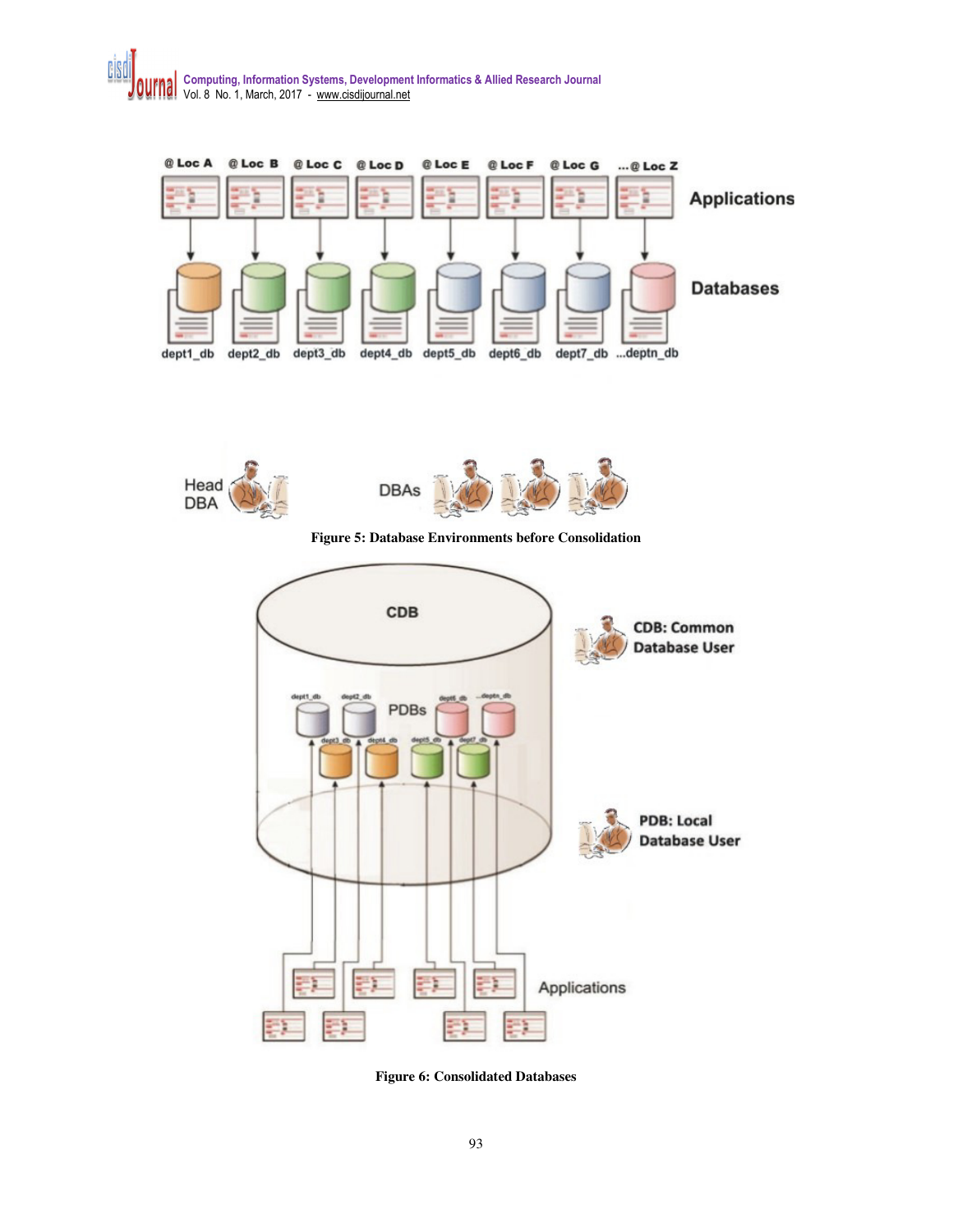Figure 5: Database Environments before Consolidation

Figure 6: Consolidated Databases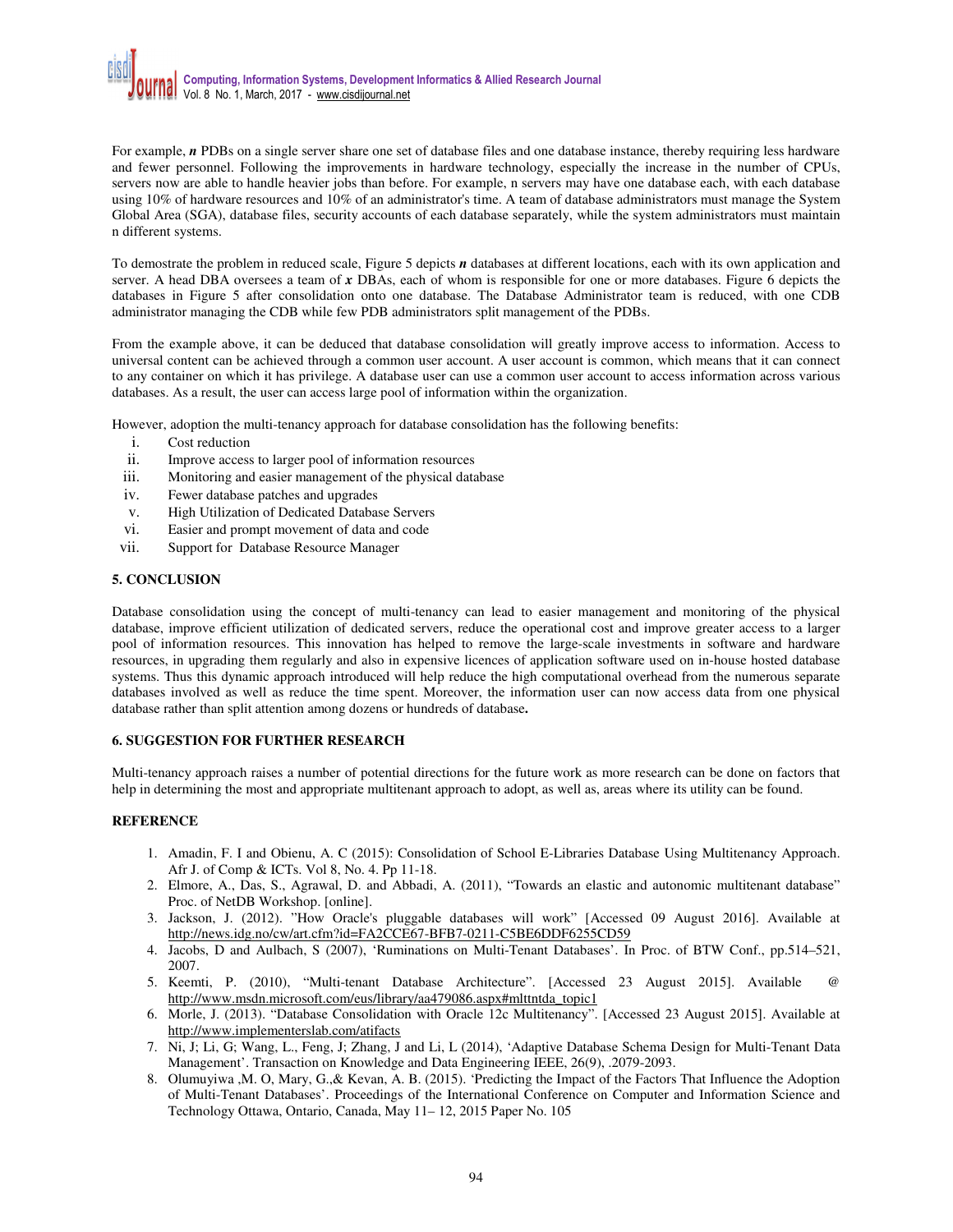For example, ***n*** PDBs on a single server share one set of database files and one database instance, thereby requiring less hardware and fewer personnel. Following the improvements in hardware technology, especially the increase in the number of CPUs, servers now are able to handle heavier jobs than before. For example, n servers may have one database each, with each database using 10% of hardware resources and 10% of an administrator's time. A team of database administrators must manage the System Global Area (SGA), database files, security accounts of each database separately, while the system administrators must maintain n different systems.

To demostrate the problem in reduced scale, Figure 5 depicts ***n*** databases at different locations, each with its own application and server. A head DBA oversees a team of ***x*** DBAs, each of whom is responsible for one or more databases. Figure 6 depicts the databases in Figure 5 after consolidation onto one database. The Database Administrator team is reduced, with one CDB administrator managing the CDB while few PDB administrators split management of the PDBs.

From the example above, it can be deduced that database consolidation will greatly improve access to information. Access to universal content can be achieved through a common user account. A user account is common, which means that it can connect to any container on which it has privilege. A database user can use a common user account to access information across various databases. As a result, the user can access large pool of information within the organization.

However, adoption the multi-tenancy approach for database consolidation has the following benefits:

i. Cost reduction
ii. Improve access to larger pool of information resources
iii. Monitoring and easier management of the physical database
iv. Fewer database patches and upgrades
v. High Utilization of Dedicated Database Servers
vi. Easier and prompt movement of data and code
vii. Support for Database Resource Manager

## 5. CONCLUSION

Database consolidation using the concept of multi-tenancy can lead to easier management and monitoring of the physical database, improve efficient utilization of dedicated servers, reduce the operational cost and improve greater access to a larger pool of information resources. This innovation has helped to remove the large-scale investments in software and hardware resources, in upgrading them regularly and also in expensive licences of application software used on in-house hosted database systems. Thus this dynamic approach introduced will help reduce the high computational overhead from the numerous separate databases involved as well as reduce the time spent. Moreover, the information user can now access data from one physical database rather than split attention among dozens or hundreds of database**.**

## 6. SUGGESTION FOR FURTHER RESEARCH

Multi-tenancy approach raises a number of potential directions for the future work as more research can be done on factors that help in determining the most and appropriate multitenant approach to adopt, as well as, areas where its utility can be found.

## REFERENCE

1. Amadin, F. I and Obienu, A. C (2015): Consolidation of School E-Libraries Database Using Multitenancy Approach. Afr J. of Comp & ICTs. Vol 8, No. 4. Pp 11-18.
2. Elmore, A., Das, S., Agrawal, D. and Abbadi, A. (2011), "Towards an elastic and autonomic multitenant database" Proc. of NetDB Workshop. [online].
3. Jackson, J. (2012). "How Oracle's pluggable databases will work" [Accessed 09 August 2016]. Available at http://news.idg.no/cw/art.cfm?id=FA2CCE67-BFB7-0211-C5BE6DDF6255CD59
4. Jacobs, D and Aulbach, S (2007), 'Ruminations on Multi-Tenant Databases'. In Proc. of BTW Conf., pp.514–521, 2007.
5. Keemti, P. (2010), "Multi-tenant Database Architecture". [Accessed 23 August 2015]. Available @ http://www.msdn.microsoft.com/eus/library/aa479086.aspx#mlttntda_topic1
6. Morle, J. (2013). "Database Consolidation with Oracle 12c Multitenancy". [Accessed 23 August 2015]. Available at http://www.implementerslab.com/atifacts
7. Ni, J; Li, G; Wang, L., Feng, J; Zhang, J and Li, L (2014), 'Adaptive Database Schema Design for Multi-Tenant Data Management'. Transaction on Knowledge and Data Engineering IEEE, 26(9), .2079-2093.
8. Olumuyiwa ,M. O, Mary, G.,& Kevan, A. B. (2015). 'Predicting the Impact of the Factors That Influence the Adoption of Multi-Tenant Databases'. Proceedings of the International Conference on Computer and Information Science and Technology Ottawa, Ontario, Canada, May 11– 12, 2015 Paper No. 105